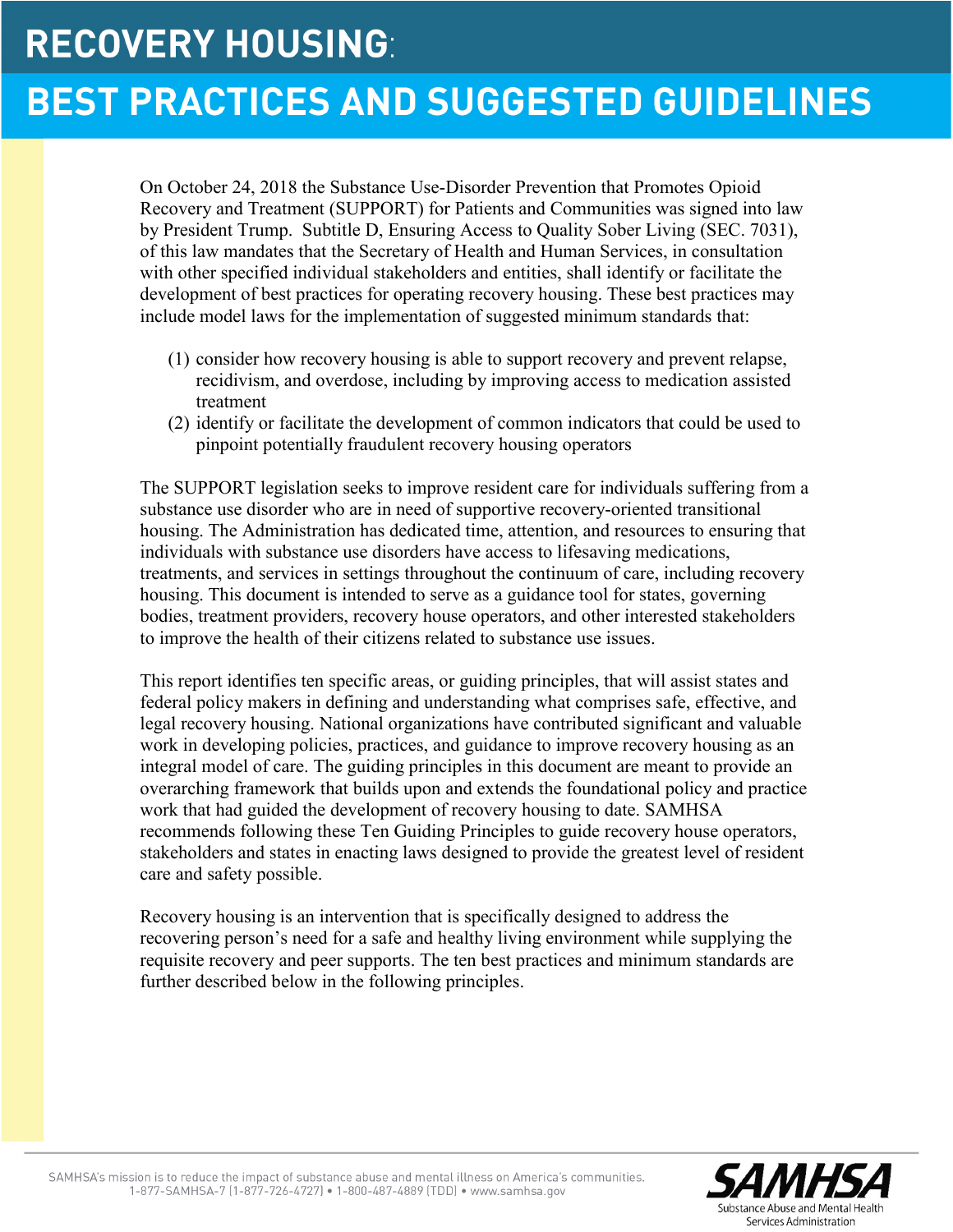# RECOVERY HOUSING:

# BEST PRACTICES AND SUGGESTED GUIDELINES

On October 24, 2018 the Substance Use-Disorder Prevention that Promotes Opioid Recovery and Treatment (SUPPORT) for Patients and Communities was signed into law by President Trump. Subtitle D, Ensuring Access to Quality Sober Living (SEC. 7031), of this law mandates that the Secretary of Health and Human Services, in consultation with other specified individual stakeholders and entities, shall identify or facilitate the development of best practices for operating recovery housing. These best practices may include model laws for the implementation of suggested minimum standards that:

(1) consider how recovery housing is able to support recovery and prevent relapse, recidivism, and overdose, including by improving access to medication assisted treatment
(2) identify or facilitate the development of common indicators that could be used to pinpoint potentially fraudulent recovery housing operators

The SUPPORT legislation seeks to improve resident care for individuals suffering from a substance use disorder who are in need of supportive recovery-oriented transitional housing. The Administration has dedicated time, attention, and resources to ensuring that individuals with substance use disorders have access to lifesaving medications, treatments, and services in settings throughout the continuum of care, including recovery housing. This document is intended to serve as a guidance tool for states, governing bodies, treatment providers, recovery house operators, and other interested stakeholders to improve the health of their citizens related to substance use issues.

This report identifies ten specific areas, or guiding principles, that will assist states and federal policy makers in defining and understanding what comprises safe, effective, and legal recovery housing. National organizations have contributed significant and valuable work in developing policies, practices, and guidance to improve recovery housing as an integral model of care. The guiding principles in this document are meant to provide an overarching framework that builds upon and extends the foundational policy and practice work that had guided the development of recovery housing to date. SAMHSA recommends following these Ten Guiding Principles to guide recovery house operators, stakeholders and states in enacting laws designed to provide the greatest level of resident care and safety possible.

Recovery housing is an intervention that is specifically designed to address the recovering person's need for a safe and healthy living environment while supplying the requisite recovery and peer supports. The ten best practices and minimum standards are further described below in the following principles.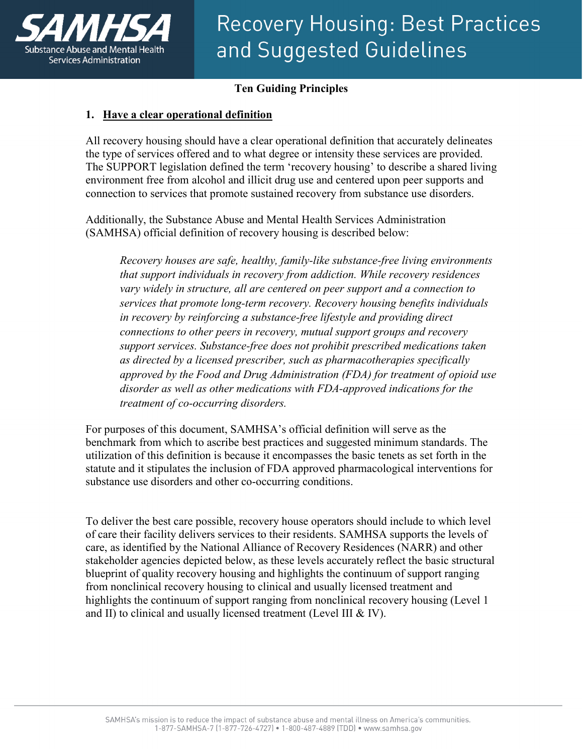## Ten Guiding Principles

### 1. Have a clear operational definition

All recovery housing should have a clear operational definition that accurately delineates the type of services offered and to what degree or intensity these services are provided. The SUPPORT legislation defined the term 'recovery housing' to describe a shared living environment free from alcohol and illicit drug use and centered upon peer supports and connection to services that promote sustained recovery from substance use disorders.

Additionally, the Substance Abuse and Mental Health Services Administration (SAMHSA) official definition of recovery housing is described below:

> *Recovery houses are safe, healthy, family-like substance-free living environments that support individuals in recovery from addiction. While recovery residences vary widely in structure, all are centered on peer support and a connection to services that promote long-term recovery. Recovery housing benefits individuals in recovery by reinforcing a substance-free lifestyle and providing direct connections to other peers in recovery, mutual support groups and recovery support services. Substance-free does not prohibit prescribed medications taken as directed by a licensed prescriber, such as pharmacotherapies specifically approved by the Food and Drug Administration (FDA) for treatment of opioid use disorder as well as other medications with FDA-approved indications for the treatment of co-occurring disorders.*

For purposes of this document, SAMHSA's official definition will serve as the benchmark from which to ascribe best practices and suggested minimum standards. The utilization of this definition is because it encompasses the basic tenets as set forth in the statute and it stipulates the inclusion of FDA approved pharmacological interventions for substance use disorders and other co-occurring conditions.

To deliver the best care possible, recovery house operators should include to which level of care their facility delivers services to their residents. SAMHSA supports the levels of care, as identified by the National Alliance of Recovery Residences (NARR) and other stakeholder agencies depicted below, as these levels accurately reflect the basic structural blueprint of quality recovery housing and highlights the continuum of support ranging from nonclinical recovery housing to clinical and usually licensed treatment and highlights the continuum of support ranging from nonclinical recovery housing (Level 1 and II) to clinical and usually licensed treatment (Level III & IV).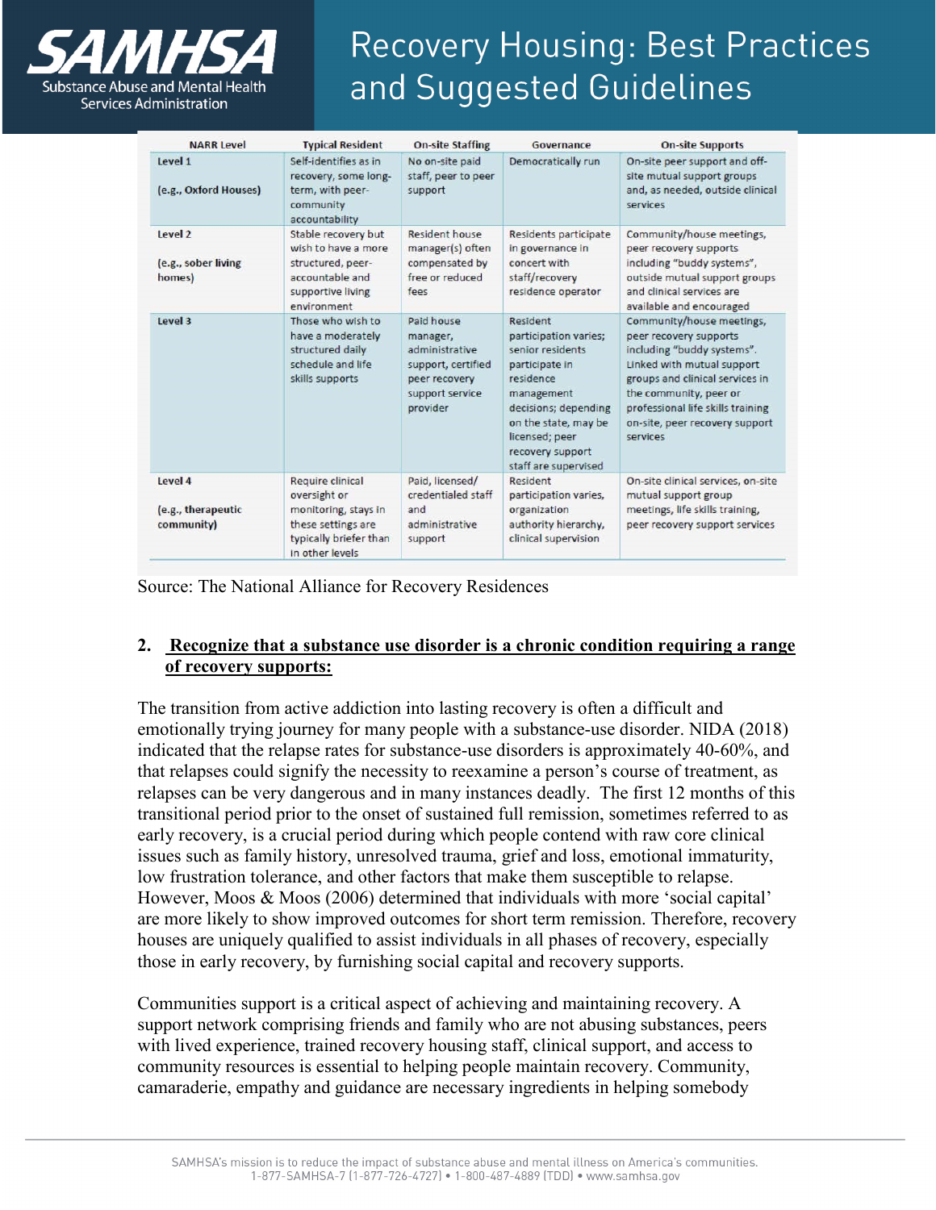| NARR Level | Typical Resident | On-site Staffing | Governance | On-site Supports |
|---|---|---|---|---|
| Level 1 (e.g., Oxford Houses) | Self-identifies as in recovery, some long-term, with peer-community accountability | No on-site paid staff, peer to peer support | Democratically run | On-site peer support and off-site mutual support groups and, as needed, outside clinical services |
| Level 2 (e.g., sober living homes) | Stable recovery but wish to have a more structured, peer-accountable and supportive living environment | Resident house manager(s) often compensated by free or reduced fees | Residents participate in governance in concert with staff/recovery residence operator | Community/house meetings, peer recovery supports including "buddy systems", outside mutual support groups and clinical services are available and encouraged |
| Level 3 | Those who wish to have a moderately structured daily schedule and life skills supports | Paid house manager, administrative support, certified peer recovery support service provider | Resident participation varies; senior residents participate in residence management decisions; depending on the state, may be licensed; peer recovery support staff are supervised | Community/house meetings, peer recovery supports including "buddy systems". Linked with mutual support groups and clinical services in the community, peer or professional life skills training on-site, peer recovery support services |
| Level 4 (e.g., therapeutic community) | Require clinical oversight or monitoring, stays in these settings are typically briefer than in other levels | Paid, licensed/ credentialed staff and administrative support | Resident participation varies, organization authority hierarchy, clinical supervision | On-site clinical services, on-site mutual support group meetings, life skills training, peer recovery support services |

Source: The National Alliance for Recovery Residences

## 2. Recognize that a substance use disorder is a chronic condition requiring a range of recovery supports:

The transition from active addiction into lasting recovery is often a difficult and emotionally trying journey for many people with a substance-use disorder. NIDA (2018) indicated that the relapse rates for substance-use disorders is approximately 40-60%, and that relapses could signify the necessity to reexamine a person's course of treatment, as relapses can be very dangerous and in many instances deadly. The first 12 months of this transitional period prior to the onset of sustained full remission, sometimes referred to as early recovery, is a crucial period during which people contend with raw core clinical issues such as family history, unresolved trauma, grief and loss, emotional immaturity, low frustration tolerance, and other factors that make them susceptible to relapse. However, Moos & Moos (2006) determined that individuals with more 'social capital' are more likely to show improved outcomes for short term remission. Therefore, recovery houses are uniquely qualified to assist individuals in all phases of recovery, especially those in early recovery, by furnishing social capital and recovery supports.

Communities support is a critical aspect of achieving and maintaining recovery. A support network comprising friends and family who are not abusing substances, peers with lived experience, trained recovery housing staff, clinical support, and access to community resources is essential to helping people maintain recovery. Community, camaraderie, empathy and guidance are necessary ingredients in helping somebody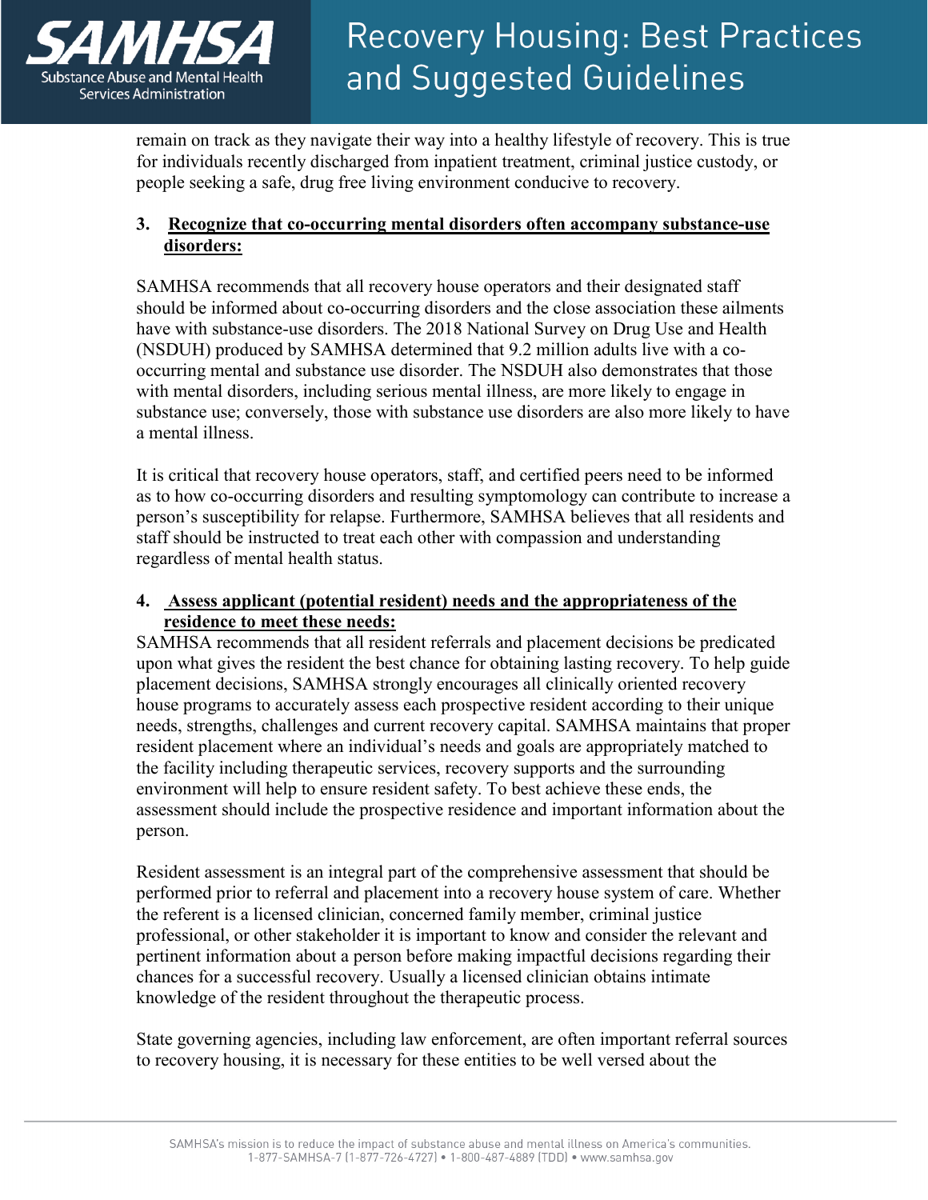remain on track as they navigate their way into a healthy lifestyle of recovery. This is true for individuals recently discharged from inpatient treatment, criminal justice custody, or people seeking a safe, drug free living environment conducive to recovery.

### 3. Recognize that co-occurring mental disorders often accompany substance-use disorders:

SAMHSA recommends that all recovery house operators and their designated staff should be informed about co-occurring disorders and the close association these ailments have with substance-use disorders. The 2018 National Survey on Drug Use and Health (NSDUH) produced by SAMHSA determined that 9.2 million adults live with a co-occurring mental and substance use disorder. The NSDUH also demonstrates that those with mental disorders, including serious mental illness, are more likely to engage in substance use; conversely, those with substance use disorders are also more likely to have a mental illness.

It is critical that recovery house operators, staff, and certified peers need to be informed as to how co-occurring disorders and resulting symptomology can contribute to increase a person's susceptibility for relapse. Furthermore, SAMHSA believes that all residents and staff should be instructed to treat each other with compassion and understanding regardless of mental health status.

### 4. Assess applicant (potential resident) needs and the appropriateness of the residence to meet these needs:

SAMHSA recommends that all resident referrals and placement decisions be predicated upon what gives the resident the best chance for obtaining lasting recovery. To help guide placement decisions, SAMHSA strongly encourages all clinically oriented recovery house programs to accurately assess each prospective resident according to their unique needs, strengths, challenges and current recovery capital. SAMHSA maintains that proper resident placement where an individual's needs and goals are appropriately matched to the facility including therapeutic services, recovery supports and the surrounding environment will help to ensure resident safety. To best achieve these ends, the assessment should include the prospective residence and important information about the person.

Resident assessment is an integral part of the comprehensive assessment that should be performed prior to referral and placement into a recovery house system of care. Whether the referent is a licensed clinician, concerned family member, criminal justice professional, or other stakeholder it is important to know and consider the relevant and pertinent information about a person before making impactful decisions regarding their chances for a successful recovery. Usually a licensed clinician obtains intimate knowledge of the resident throughout the therapeutic process.

State governing agencies, including law enforcement, are often important referral sources to recovery housing, it is necessary for these entities to be well versed about the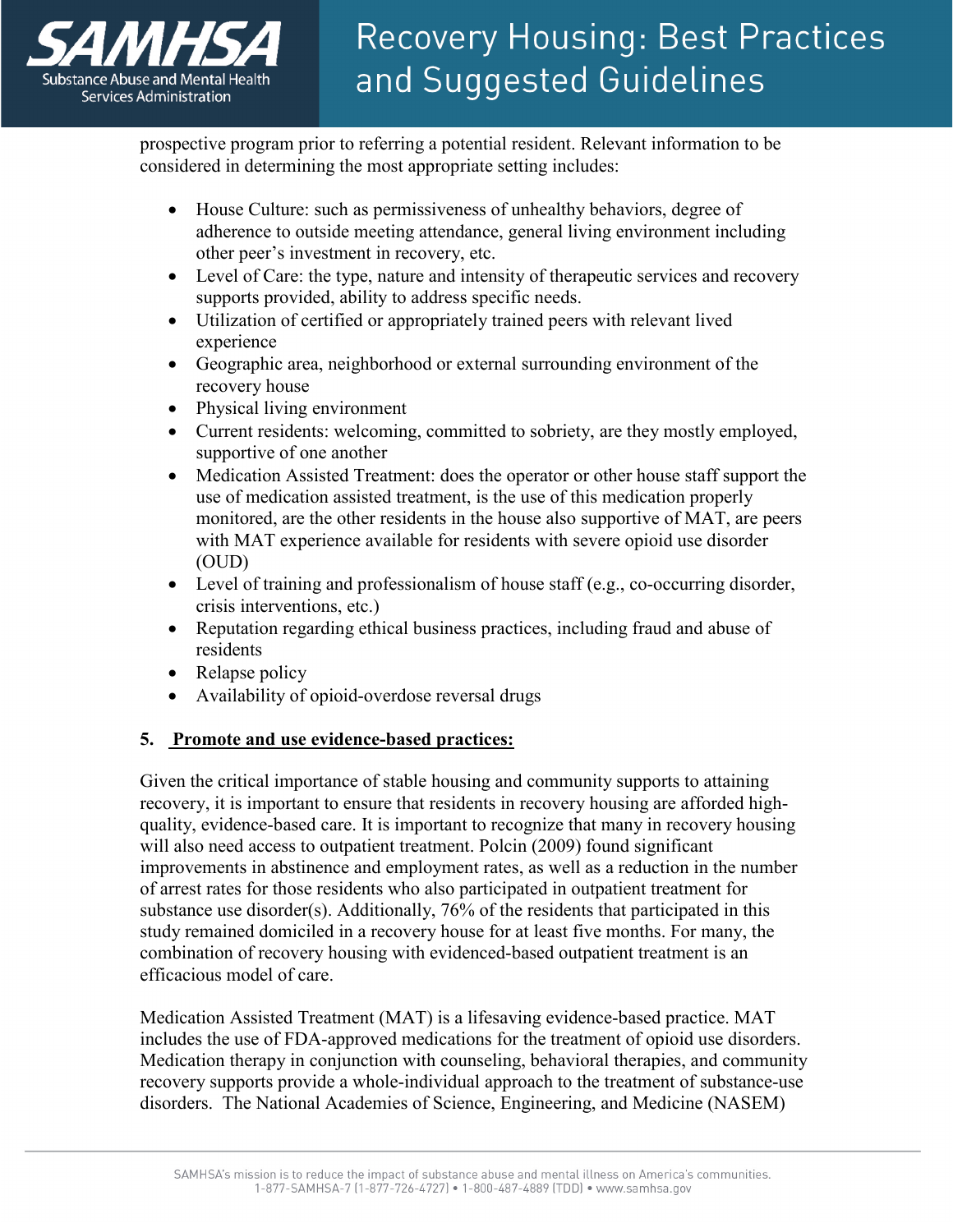prospective program prior to referring a potential resident. Relevant information to be considered in determining the most appropriate setting includes:

- House Culture: such as permissiveness of unhealthy behaviors, degree of adherence to outside meeting attendance, general living environment including other peer's investment in recovery, etc.
- Level of Care: the type, nature and intensity of therapeutic services and recovery supports provided, ability to address specific needs.
- Utilization of certified or appropriately trained peers with relevant lived experience
- Geographic area, neighborhood or external surrounding environment of the recovery house
- Physical living environment
- Current residents: welcoming, committed to sobriety, are they mostly employed, supportive of one another
- Medication Assisted Treatment: does the operator or other house staff support the use of medication assisted treatment, is the use of this medication properly monitored, are the other residents in the house also supportive of MAT, are peers with MAT experience available for residents with severe opioid use disorder (OUD)
- Level of training and professionalism of house staff (e.g., co-occurring disorder, crisis interventions, etc.)
- Reputation regarding ethical business practices, including fraud and abuse of residents
- Relapse policy
- Availability of opioid-overdose reversal drugs

**5. Promote and use evidence-based practices:**

Given the critical importance of stable housing and community supports to attaining recovery, it is important to ensure that residents in recovery housing are afforded high-quality, evidence-based care. It is important to recognize that many in recovery housing will also need access to outpatient treatment. Polcin (2009) found significant improvements in abstinence and employment rates, as well as a reduction in the number of arrest rates for those residents who also participated in outpatient treatment for substance use disorder(s). Additionally, 76% of the residents that participated in this study remained domiciled in a recovery house for at least five months. For many, the combination of recovery housing with evidenced-based outpatient treatment is an efficacious model of care.

Medication Assisted Treatment (MAT) is a lifesaving evidence-based practice. MAT includes the use of FDA-approved medications for the treatment of opioid use disorders. Medication therapy in conjunction with counseling, behavioral therapies, and community recovery supports provide a whole-individual approach to the treatment of substance-use disorders. The National Academies of Science, Engineering, and Medicine (NASEM)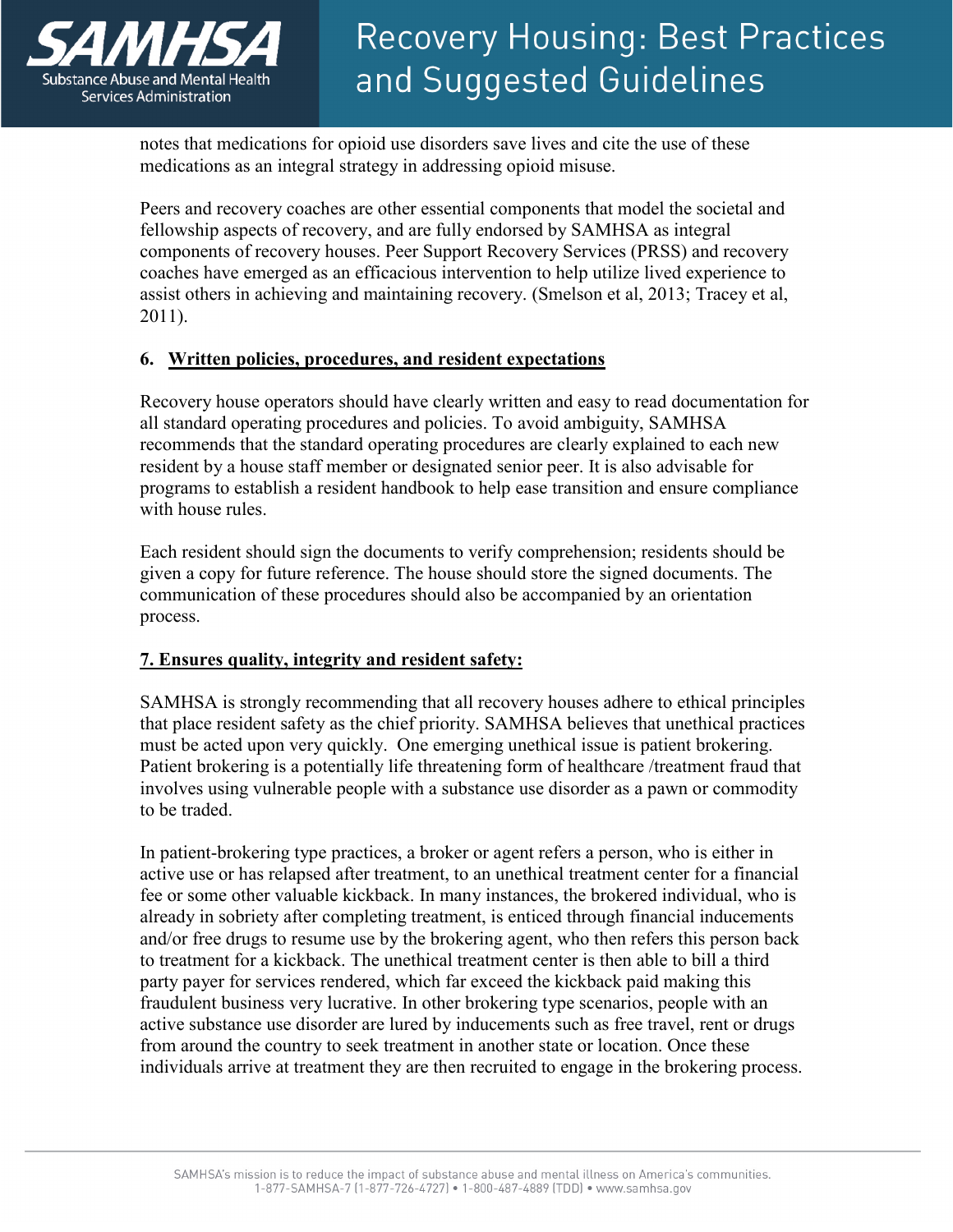notes that medications for opioid use disorders save lives and cite the use of these medications as an integral strategy in addressing opioid misuse.

Peers and recovery coaches are other essential components that model the societal and fellowship aspects of recovery, and are fully endorsed by SAMHSA as integral components of recovery houses. Peer Support Recovery Services (PRSS) and recovery coaches have emerged as an efficacious intervention to help utilize lived experience to assist others in achieving and maintaining recovery. (Smelson et al, 2013; Tracey et al, 2011).

**6. <u>Written policies, procedures, and resident expectations</u>**

Recovery house operators should have clearly written and easy to read documentation for all standard operating procedures and policies. To avoid ambiguity, SAMHSA recommends that the standard operating procedures are clearly explained to each new resident by a house staff member or designated senior peer. It is also advisable for programs to establish a resident handbook to help ease transition and ensure compliance with house rules.

Each resident should sign the documents to verify comprehension; residents should be given a copy for future reference. The house should store the signed documents. The communication of these procedures should also be accompanied by an orientation process.

**<u>7. Ensures quality, integrity and resident safety:</u>**

SAMHSA is strongly recommending that all recovery houses adhere to ethical principles that place resident safety as the chief priority. SAMHSA believes that unethical practices must be acted upon very quickly. One emerging unethical issue is patient brokering. Patient brokering is a potentially life threatening form of healthcare /treatment fraud that involves using vulnerable people with a substance use disorder as a pawn or commodity to be traded.

In patient-brokering type practices, a broker or agent refers a person, who is either in active use or has relapsed after treatment, to an unethical treatment center for a financial fee or some other valuable kickback. In many instances, the brokered individual, who is already in sobriety after completing treatment, is enticed through financial inducements and/or free drugs to resume use by the brokering agent, who then refers this person back to treatment for a kickback. The unethical treatment center is then able to bill a third party payer for services rendered, which far exceed the kickback paid making this fraudulent business very lucrative. In other brokering type scenarios, people with an active substance use disorder are lured by inducements such as free travel, rent or drugs from around the country to seek treatment in another state or location. Once these individuals arrive at treatment they are then recruited to engage in the brokering process.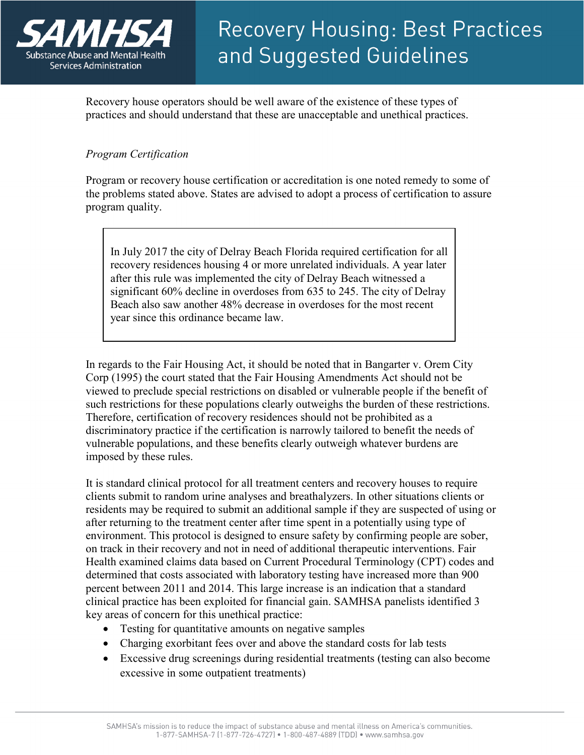Recovery house operators should be well aware of the existence of these types of practices and should understand that these are unacceptable and unethical practices.

*Program Certification*

Program or recovery house certification or accreditation is one noted remedy to some of the problems stated above. States are advised to adopt a process of certification to assure program quality.

> In July 2017 the city of Delray Beach Florida required certification for all recovery residences housing 4 or more unrelated individuals. A year later after this rule was implemented the city of Delray Beach witnessed a significant 60% decline in overdoses from 635 to 245. The city of Delray Beach also saw another 48% decrease in overdoses for the most recent year since this ordinance became law.

In regards to the Fair Housing Act, it should be noted that in Bangarter v. Orem City Corp (1995) the court stated that the Fair Housing Amendments Act should not be viewed to preclude special restrictions on disabled or vulnerable people if the benefit of such restrictions for these populations clearly outweighs the burden of these restrictions. Therefore, certification of recovery residences should not be prohibited as a discriminatory practice if the certification is narrowly tailored to benefit the needs of vulnerable populations, and these benefits clearly outweigh whatever burdens are imposed by these rules.

It is standard clinical protocol for all treatment centers and recovery houses to require clients submit to random urine analyses and breathalyzers. In other situations clients or residents may be required to submit an additional sample if they are suspected of using or after returning to the treatment center after time spent in a potentially using type of environment. This protocol is designed to ensure safety by confirming people are sober, on track in their recovery and not in need of additional therapeutic interventions. Fair Health examined claims data based on Current Procedural Terminology (CPT) codes and determined that costs associated with laboratory testing have increased more than 900 percent between 2011 and 2014. This large increase is an indication that a standard clinical practice has been exploited for financial gain. SAMHSA panelists identified 3 key areas of concern for this unethical practice:

- Testing for quantitative amounts on negative samples
- Charging exorbitant fees over and above the standard costs for lab tests
- Excessive drug screenings during residential treatments (testing can also become excessive in some outpatient treatments)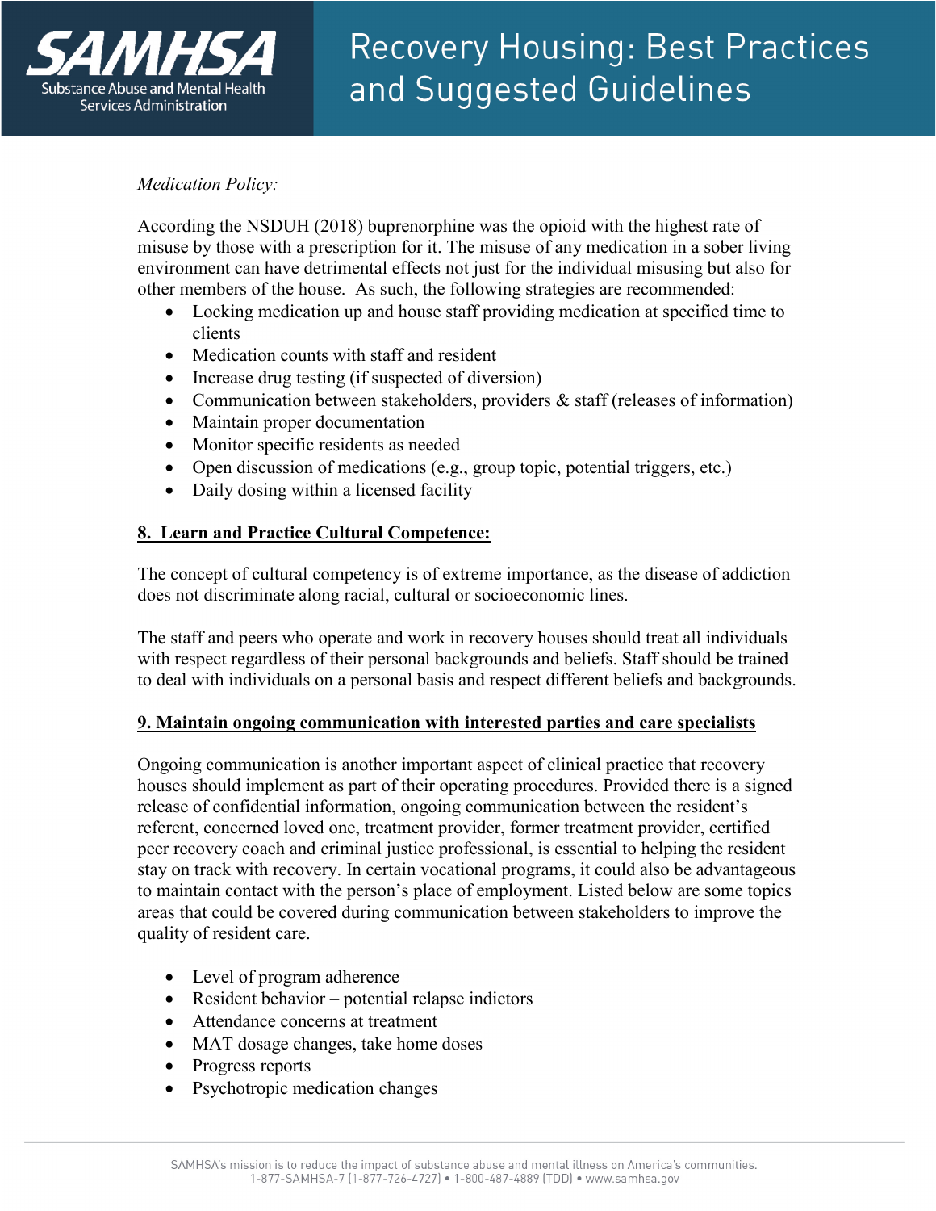*Medication Policy:*

According the NSDUH (2018) buprenorphine was the opioid with the highest rate of misuse by those with a prescription for it. The misuse of any medication in a sober living environment can have detrimental effects not just for the individual misusing but also for other members of the house. As such, the following strategies are recommended:

- Locking medication up and house staff providing medication at specified time to clients
- Medication counts with staff and resident
- Increase drug testing (if suspected of diversion)
- Communication between stakeholders, providers & staff (releases of information)
- Maintain proper documentation
- Monitor specific residents as needed
- Open discussion of medications (e.g., group topic, potential triggers, etc.)
- Daily dosing within a licensed facility

## 8. Learn and Practice Cultural Competence:

The concept of cultural competency is of extreme importance, as the disease of addiction does not discriminate along racial, cultural or socioeconomic lines.

The staff and peers who operate and work in recovery houses should treat all individuals with respect regardless of their personal backgrounds and beliefs. Staff should be trained to deal with individuals on a personal basis and respect different beliefs and backgrounds.

## 9. Maintain ongoing communication with interested parties and care specialists

Ongoing communication is another important aspect of clinical practice that recovery houses should implement as part of their operating procedures. Provided there is a signed release of confidential information, ongoing communication between the resident's referent, concerned loved one, treatment provider, former treatment provider, certified peer recovery coach and criminal justice professional, is essential to helping the resident stay on track with recovery. In certain vocational programs, it could also be advantageous to maintain contact with the person's place of employment. Listed below are some topics areas that could be covered during communication between stakeholders to improve the quality of resident care.

- Level of program adherence
- Resident behavior – potential relapse indictors
- Attendance concerns at treatment
- MAT dosage changes, take home doses
- Progress reports
- Psychotropic medication changes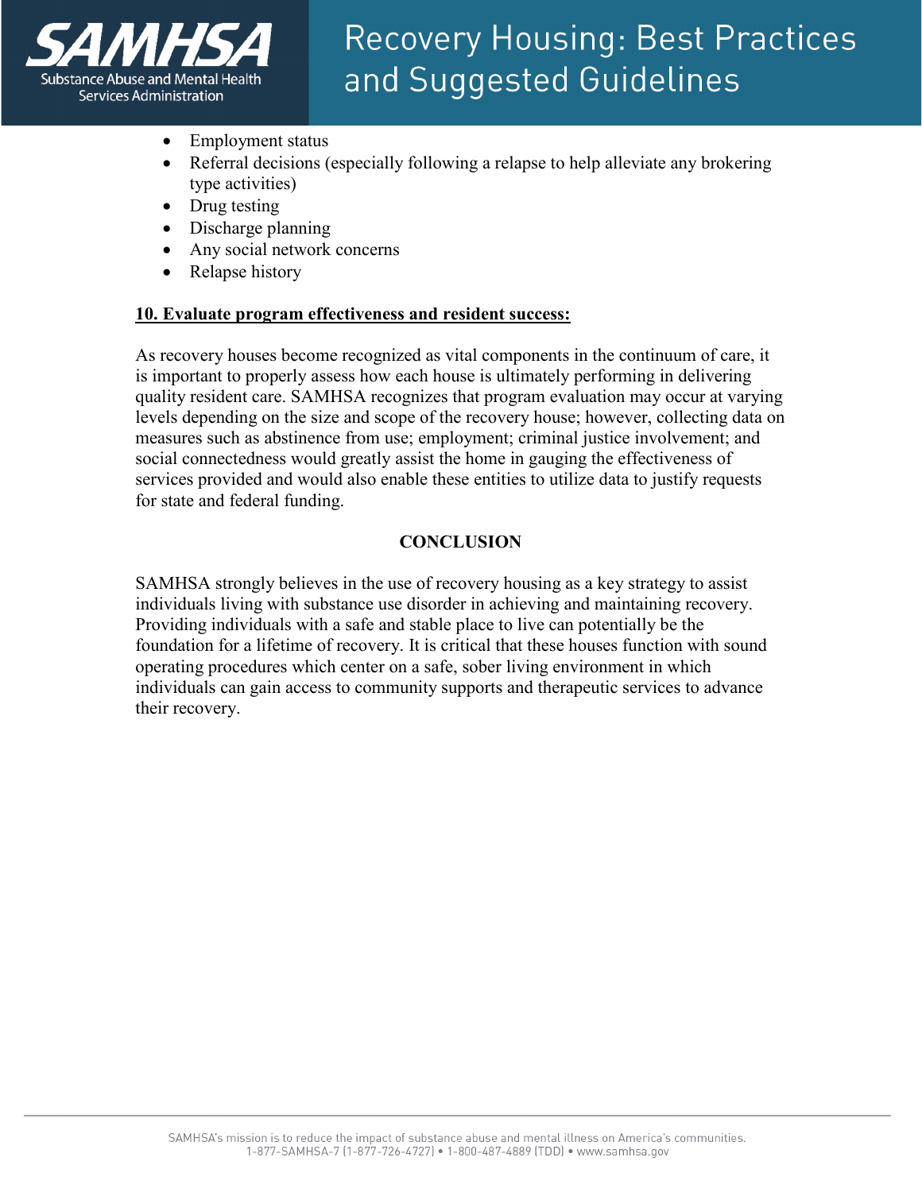- Employment status
- Referral decisions (especially following a relapse to help alleviate any brokering type activities)
- Drug testing
- Discharge planning
- Any social network concerns
- Relapse history

**10. Evaluate program effectiveness and resident success:**

As recovery houses become recognized as vital components in the continuum of care, it is important to properly assess how each house is ultimately performing in delivering quality resident care. SAMHSA recognizes that program evaluation may occur at varying levels depending on the size and scope of the recovery house; however, collecting data on measures such as abstinence from use; employment; criminal justice involvement; and social connectedness would greatly assist the home in gauging the effectiveness of services provided and would also enable these entities to utilize data to justify requests for state and federal funding.

## CONCLUSION

SAMHSA strongly believes in the use of recovery housing as a key strategy to assist individuals living with substance use disorder in achieving and maintaining recovery. Providing individuals with a safe and stable place to live can potentially be the foundation for a lifetime of recovery. It is critical that these houses function with sound operating procedures which center on a safe, sober living environment in which individuals can gain access to community supports and therapeutic services to advance their recovery.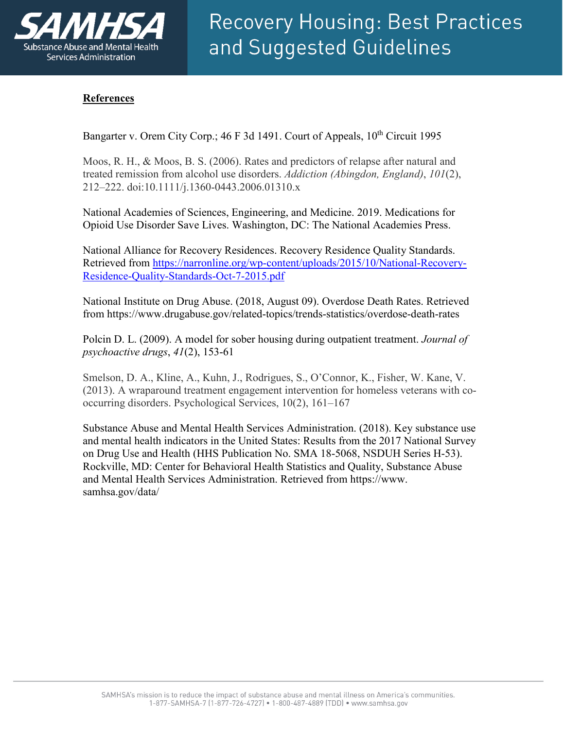**References**

Bangarter v. Orem City Corp.; 46 F 3d 1491. Court of Appeals, 10th Circuit 1995

Moos, R. H., & Moos, B. S. (2006). Rates and predictors of relapse after natural and treated remission from alcohol use disorders. *Addiction (Abingdon, England)*, *101*(2), 212–222. doi:10.1111/j.1360-0443.2006.01310.x

National Academies of Sciences, Engineering, and Medicine. 2019. Medications for Opioid Use Disorder Save Lives. Washington, DC: The National Academies Press.

National Alliance for Recovery Residences. Recovery Residence Quality Standards. Retrieved from [https://narronline.org/wp-content/uploads/2015/10/National-Recovery-Residence-Quality-Standards-Oct-7-2015.pdf](https://narronline.org/wp-content/uploads/2015/10/National-Recovery-Residence-Quality-Standards-Oct-7-2015.pdf)

National Institute on Drug Abuse. (2018, August 09). Overdose Death Rates. Retrieved from https://www.drugabuse.gov/related-topics/trends-statistics/overdose-death-rates

Polcin D. L. (2009). A model for sober housing during outpatient treatment. *Journal of psychoactive drugs*, *41*(2), 153-61

Smelson, D. A., Kline, A., Kuhn, J., Rodrigues, S., O'Connor, K., Fisher, W. Kane, V. (2013). A wraparound treatment engagement intervention for homeless veterans with co-occurring disorders. Psychological Services, 10(2), 161–167

Substance Abuse and Mental Health Services Administration. (2018). Key substance use and mental health indicators in the United States: Results from the 2017 National Survey on Drug Use and Health (HHS Publication No. SMA 18-5068, NSDUH Series H-53). Rockville, MD: Center for Behavioral Health Statistics and Quality, Substance Abuse and Mental Health Services Administration. Retrieved from https://www.samhsa.gov/data/